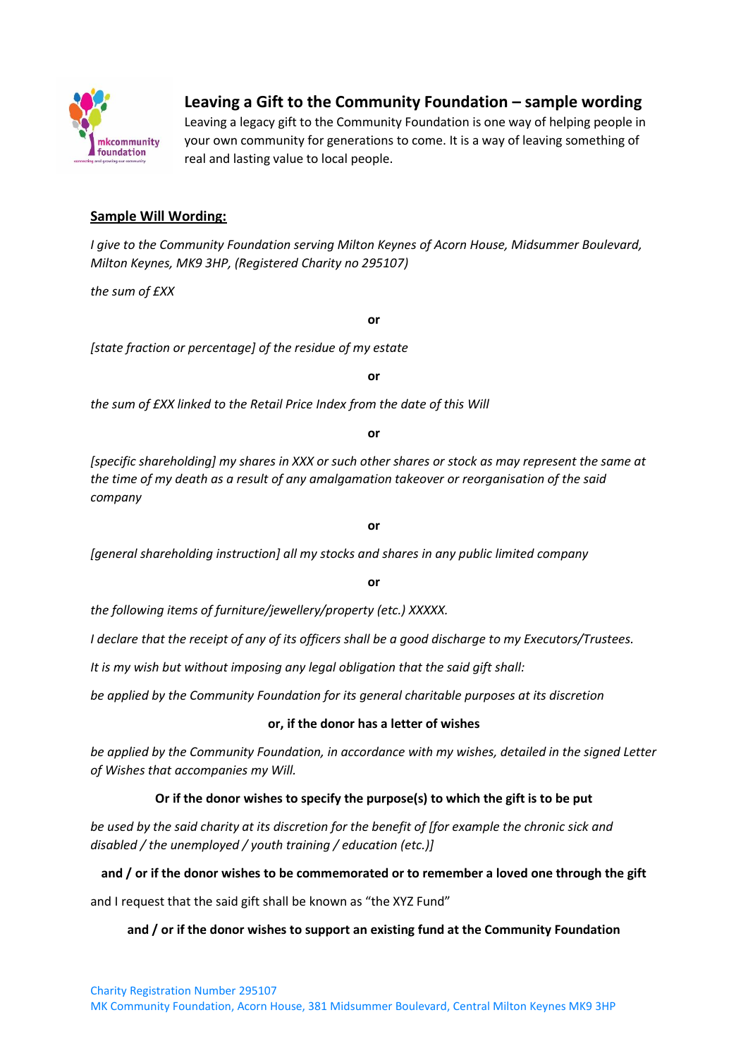# Leaving a Gift to the Community Foundation – sample wording

Leaving a legacy gift to the Community Foundation is one way of helping people in your own community for generations to come. It is a way of leaving something of real and lasting value to local people.

**Sample Will Wording:**

*I give to the Community Foundation serving Milton Keynes of Acorn House, Midsummer Boulevard, Milton Keynes, MK9 3HP, (Registered Charity no 295107)*

*the sum of £XX*

**or**

*[state fraction or percentage] of the residue of my estate*

**or**

*the sum of £XX linked to the Retail Price Index from the date of this Will*

**or**

*[specific shareholding] my shares in XXX or such other shares or stock as may represent the same at the time of my death as a result of any amalgamation takeover or reorganisation of the said company*

**or**

*[general shareholding instruction] all my stocks and shares in any public limited company*

**or**

*the following items of furniture/jewellery/property (etc.) XXXXX.*

*I declare that the receipt of any of its officers shall be a good discharge to my Executors/Trustees.*

*It is my wish but without imposing any legal obligation that the said gift shall:*

*be applied by the Community Foundation for its general charitable purposes at its discretion*

**or, if the donor has a letter of wishes**

*be applied by the Community Foundation, in accordance with my wishes, detailed in the signed Letter of Wishes that accompanies my Will.*

**Or if the donor wishes to specify the purpose(s) to which the gift is to be put**

*be used by the said charity at its discretion for the benefit of [for example the chronic sick and disabled / the unemployed / youth training / education (etc.)]*

**and / or if the donor wishes to be commemorated or to remember a loved one through the gift**

and I request that the said gift shall be known as "the XYZ Fund"

**and / or if the donor wishes to support an existing fund at the Community Foundation**

Charity Registration Number 295107
MK Community Foundation, Acorn House, 381 Midsummer Boulevard, Central Milton Keynes MK9 3HP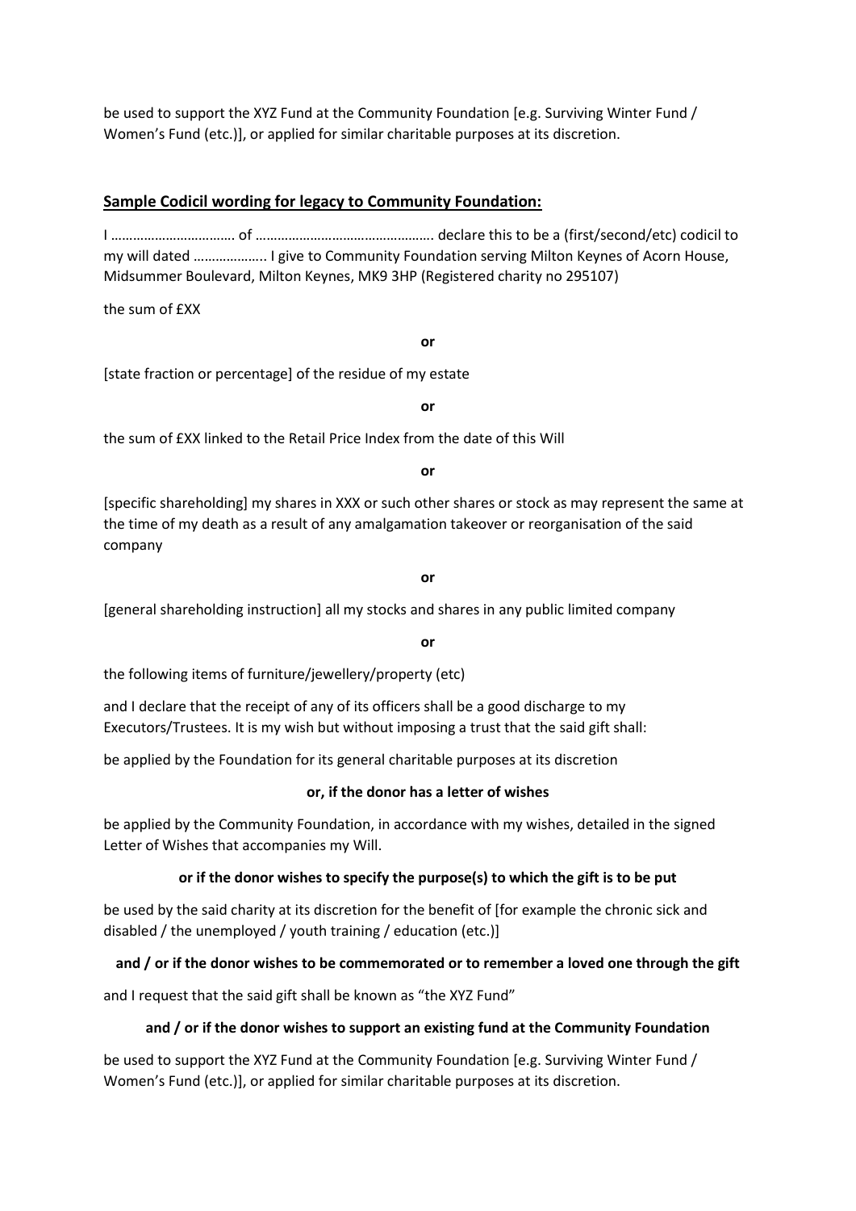be used to support the XYZ Fund at the Community Foundation [e.g. Surviving Winter Fund / Women's Fund (etc.)], or applied for similar charitable purposes at its discretion.

## Sample Codicil wording for legacy to Community Foundation:

I ……………………………. of ………………………………………… declare this to be a (first/second/etc) codicil to my will dated ……………….. I give to Community Foundation serving Milton Keynes of Acorn House, Midsummer Boulevard, Milton Keynes, MK9 3HP (Registered charity no 295107)

the sum of £XX

**or**

[state fraction or percentage] of the residue of my estate

**or**

the sum of £XX linked to the Retail Price Index from the date of this Will

**or**

[specific shareholding] my shares in XXX or such other shares or stock as may represent the same at the time of my death as a result of any amalgamation takeover or reorganisation of the said company

**or**

[general shareholding instruction] all my stocks and shares in any public limited company

**or**

the following items of furniture/jewellery/property (etc)

and I declare that the receipt of any of its officers shall be a good discharge to my Executors/Trustees. It is my wish but without imposing a trust that the said gift shall:

be applied by the Foundation for its general charitable purposes at its discretion

**or, if the donor has a letter of wishes**

be applied by the Community Foundation, in accordance with my wishes, detailed in the signed Letter of Wishes that accompanies my Will.

**or if the donor wishes to specify the purpose(s) to which the gift is to be put**

be used by the said charity at its discretion for the benefit of [for example the chronic sick and disabled / the unemployed / youth training / education (etc.)]

**and / or if the donor wishes to be commemorated or to remember a loved one through the gift**

and I request that the said gift shall be known as "the XYZ Fund"

**and / or if the donor wishes to support an existing fund at the Community Foundation**

be used to support the XYZ Fund at the Community Foundation [e.g. Surviving Winter Fund / Women's Fund (etc.)], or applied for similar charitable purposes at its discretion.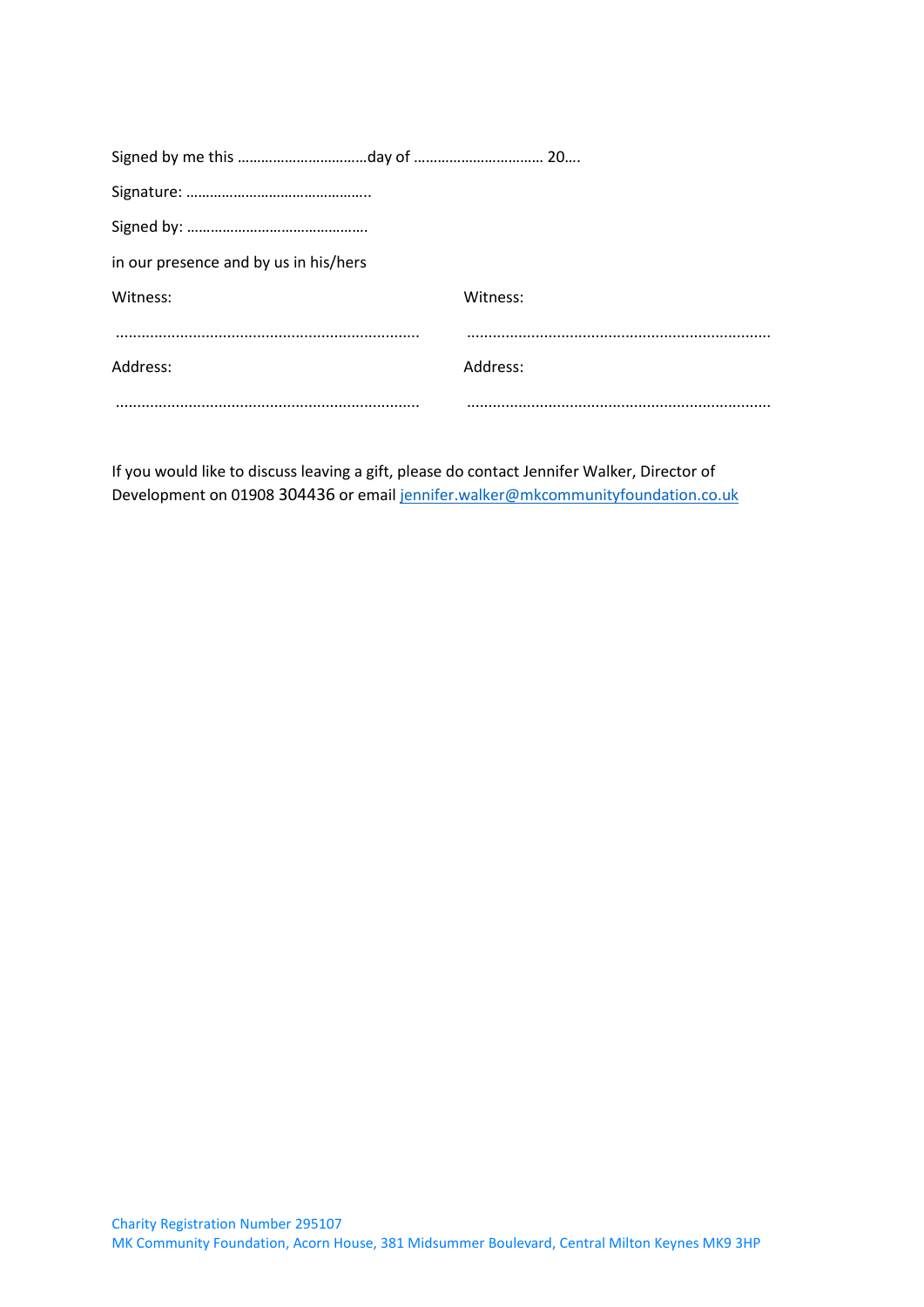Signed by me this ……………………………day of …………………………… 20….

Signature: ………………………………………..

Signed by: ……………………………………….

in our presence and by us in his/hers

| | |
|---|---|
| Witness: | Witness: |
| …………………………………………………………… | …………………………………………………………… |
| Address: | Address: |
| …………………………………………………………… | …………………………………………………………… |

If you would like to discuss leaving a gift, please do contact Jennifer Walker, Director of Development on 01908 304436 or email jennifer.walker@mkcommunityfoundation.co.uk

Charity Registration Number 295107
MK Community Foundation, Acorn House, 381 Midsummer Boulevard, Central Milton Keynes MK9 3HP